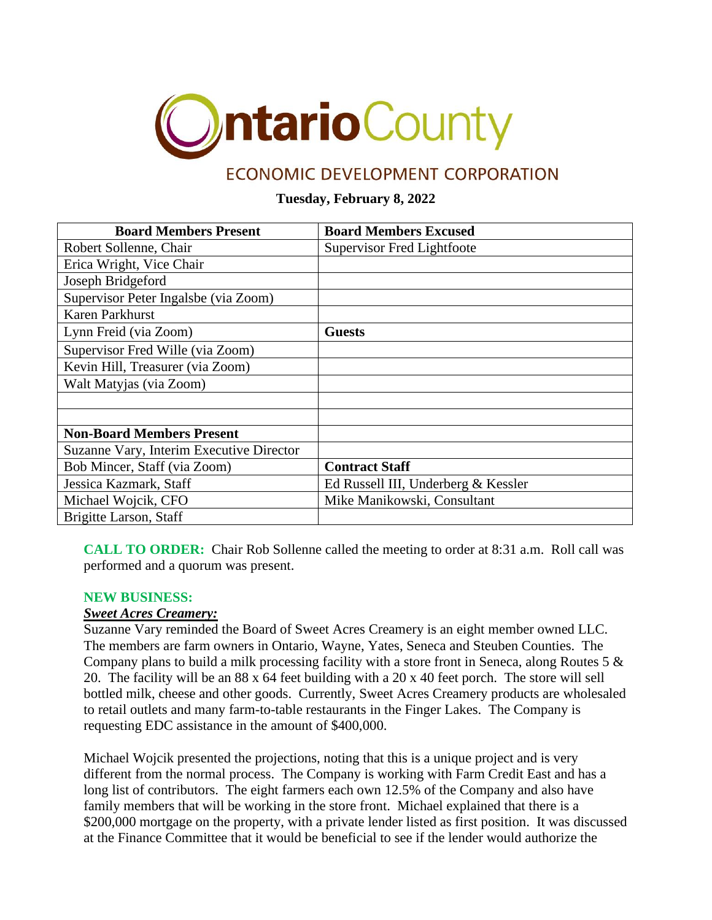# OntarioCounty

## ECONOMIC DEVELOPMENT CORPORATION

**Tuesday, February 8, 2022**

| Board Members Present | Board Members Excused |
|---|---|
| Robert Sollenne, Chair | Supervisor Fred Lightfoote |
| Erica Wright, Vice Chair | |
| Joseph Bridgeford | |
| Supervisor Peter Ingalsbe (via Zoom) | |
| Karen Parkhurst | |
| Lynn Freid (via Zoom) | **Guests** |
| Supervisor Fred Wille (via Zoom) | |
| Kevin Hill, Treasurer (via Zoom) | |
| Walt Matyjas (via Zoom) | |
| | |
| | |
| **Non-Board Members Present** | |
| Suzanne Vary, Interim Executive Director | |
| Bob Mincer, Staff (via Zoom) | **Contract Staff** |
| Jessica Kazmark, Staff | Ed Russell III, Underberg & Kessler |
| Michael Wojcik, CFO | Mike Manikowski, Consultant |
| Brigitte Larson, Staff | |

**CALL TO ORDER:** Chair Rob Sollenne called the meeting to order at 8:31 a.m. Roll call was performed and a quorum was present.

**NEW BUSINESS:**

***Sweet Acres Creamery:***

Suzanne Vary reminded the Board of Sweet Acres Creamery is an eight member owned LLC. The members are farm owners in Ontario, Wayne, Yates, Seneca and Steuben Counties. The Company plans to build a milk processing facility with a store front in Seneca, along Routes 5 & 20. The facility will be an 88 x 64 feet building with a 20 x 40 feet porch. The store will sell bottled milk, cheese and other goods. Currently, Sweet Acres Creamery products are wholesaled to retail outlets and many farm-to-table restaurants in the Finger Lakes. The Company is requesting EDC assistance in the amount of $400,000.

Michael Wojcik presented the projections, noting that this is a unique project and is very different from the normal process. The Company is working with Farm Credit East and has a long list of contributors. The eight farmers each own 12.5% of the Company and also have family members that will be working in the store front. Michael explained that there is a $200,000 mortgage on the property, with a private lender listed as first position. It was discussed at the Finance Committee that it would be beneficial to see if the lender would authorize the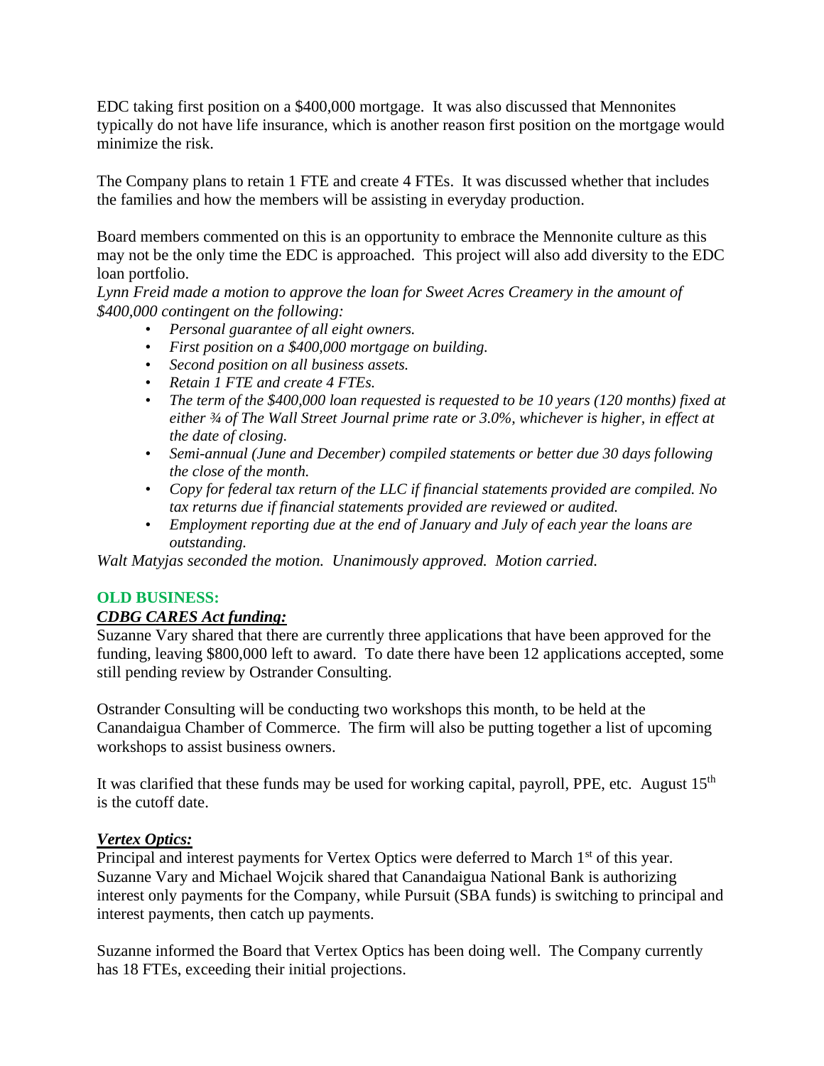EDC taking first position on a $400,000 mortgage. It was also discussed that Mennonites typically do not have life insurance, which is another reason first position on the mortgage would minimize the risk.

The Company plans to retain 1 FTE and create 4 FTEs. It was discussed whether that includes the families and how the members will be assisting in everyday production.

Board members commented on this is an opportunity to embrace the Mennonite culture as this may not be the only time the EDC is approached. This project will also add diversity to the EDC loan portfolio.

*Lynn Freid made a motion to approve the loan for Sweet Acres Creamery in the amount of $400,000 contingent on the following:*

- *Personal guarantee of all eight owners.*
- *First position on a $400,000 mortgage on building.*
- *Second position on all business assets.*
- *Retain 1 FTE and create 4 FTEs.*
- *The term of the $400,000 loan requested is requested to be 10 years (120 months) fixed at either ¾ of The Wall Street Journal prime rate or 3.0%, whichever is higher, in effect at the date of closing.*
- *Semi-annual (June and December) compiled statements or better due 30 days following the close of the month.*
- *Copy for federal tax return of the LLC if financial statements provided are compiled. No tax returns due if financial statements provided are reviewed or audited.*
- *Employment reporting due at the end of January and July of each year the loans are outstanding.*

*Walt Matyjas seconded the motion. Unanimously approved. Motion carried.*

## OLD BUSINESS:

### *CDBG CARES Act funding:*

Suzanne Vary shared that there are currently three applications that have been approved for the funding, leaving $800,000 left to award. To date there have been 12 applications accepted, some still pending review by Ostrander Consulting.

Ostrander Consulting will be conducting two workshops this month, to be held at the Canandaigua Chamber of Commerce. The firm will also be putting together a list of upcoming workshops to assist business owners.

It was clarified that these funds may be used for working capital, payroll, PPE, etc. August 15th is the cutoff date.

### *Vertex Optics:*

Principal and interest payments for Vertex Optics were deferred to March 1st of this year. Suzanne Vary and Michael Wojcik shared that Canandaigua National Bank is authorizing interest only payments for the Company, while Pursuit (SBA funds) is switching to principal and interest payments, then catch up payments.

Suzanne informed the Board that Vertex Optics has been doing well. The Company currently has 18 FTEs, exceeding their initial projections.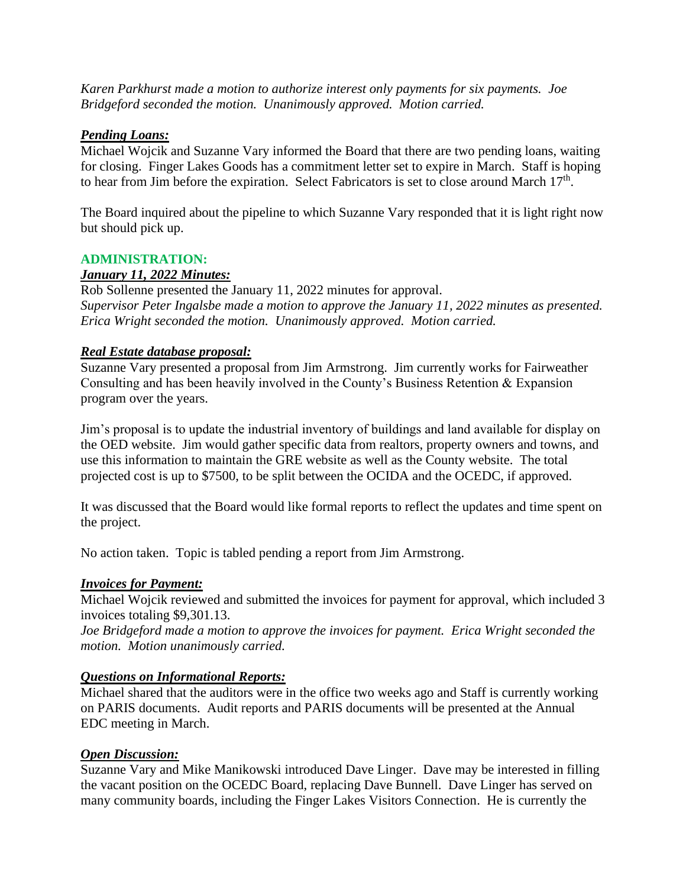*Karen Parkhurst made a motion to authorize interest only payments for six payments. Joe Bridgeford seconded the motion. Unanimously approved. Motion carried.*

***Pending Loans:***

Michael Wojcik and Suzanne Vary informed the Board that there are two pending loans, waiting for closing. Finger Lakes Goods has a commitment letter set to expire in March. Staff is hoping to hear from Jim before the expiration. Select Fabricators is set to close around March 17th.

The Board inquired about the pipeline to which Suzanne Vary responded that it is light right now but should pick up.

## ADMINISTRATION:

***January 11, 2022 Minutes:***

Rob Sollenne presented the January 11, 2022 minutes for approval.
*Supervisor Peter Ingalsbe made a motion to approve the January 11, 2022 minutes as presented. Erica Wright seconded the motion. Unanimously approved. Motion carried.*

***Real Estate database proposal:***

Suzanne Vary presented a proposal from Jim Armstrong. Jim currently works for Fairweather Consulting and has been heavily involved in the County's Business Retention & Expansion program over the years.

Jim's proposal is to update the industrial inventory of buildings and land available for display on the OED website. Jim would gather specific data from realtors, property owners and towns, and use this information to maintain the GRE website as well as the County website. The total projected cost is up to $7500, to be split between the OCIDA and the OCEDC, if approved.

It was discussed that the Board would like formal reports to reflect the updates and time spent on the project.

No action taken. Topic is tabled pending a report from Jim Armstrong.

***Invoices for Payment:***

Michael Wojcik reviewed and submitted the invoices for payment for approval, which included 3 invoices totaling $9,301.13.
*Joe Bridgeford made a motion to approve the invoices for payment. Erica Wright seconded the motion. Motion unanimously carried.*

***Questions on Informational Reports:***

Michael shared that the auditors were in the office two weeks ago and Staff is currently working on PARIS documents. Audit reports and PARIS documents will be presented at the Annual EDC meeting in March.

***Open Discussion:***

Suzanne Vary and Mike Manikowski introduced Dave Linger. Dave may be interested in filling the vacant position on the OCEDC Board, replacing Dave Bunnell. Dave Linger has served on many community boards, including the Finger Lakes Visitors Connection. He is currently the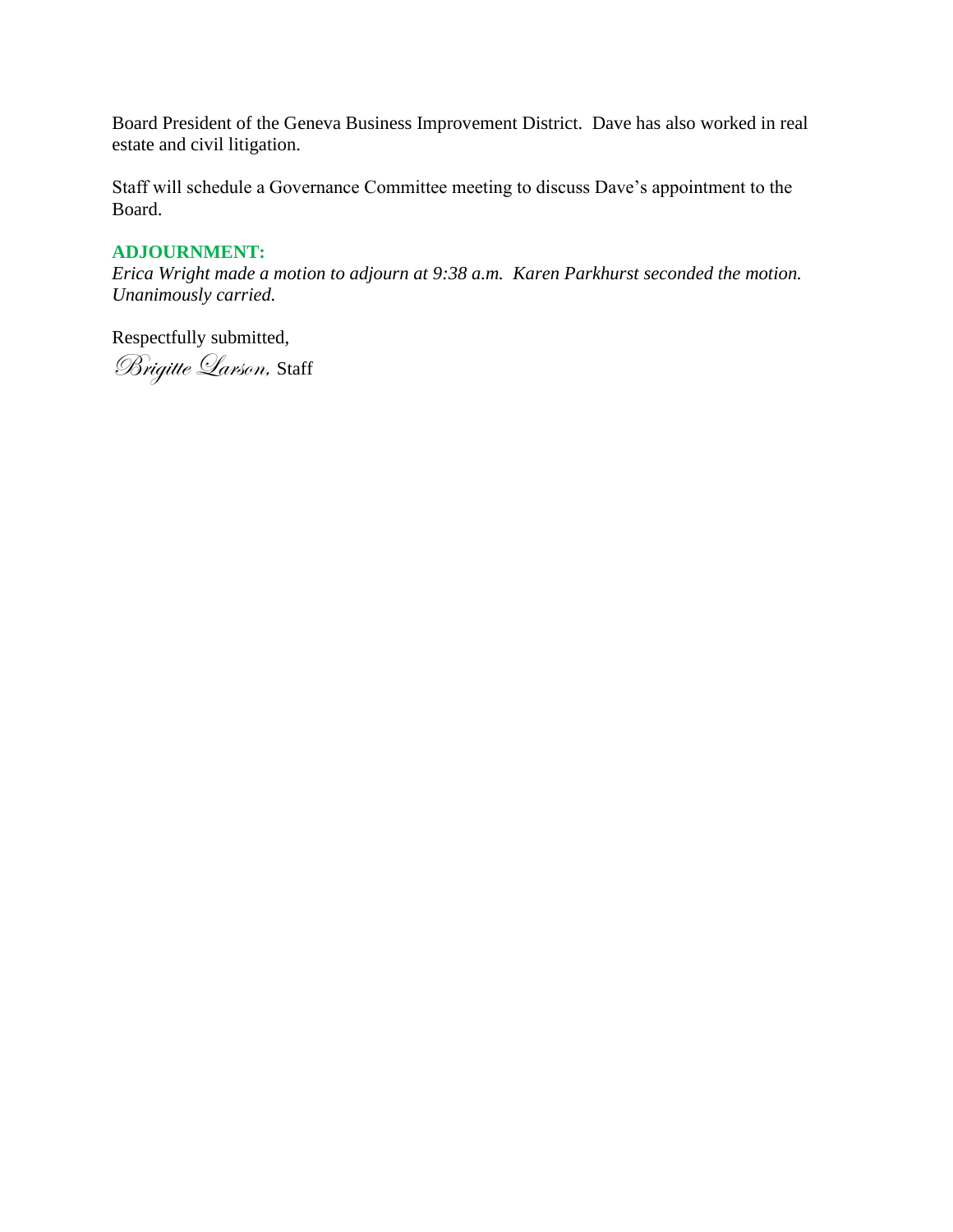Board President of the Geneva Business Improvement District. Dave has also worked in real estate and civil litigation.

Staff will schedule a Governance Committee meeting to discuss Dave's appointment to the Board.

**ADJOURNMENT:**

*Erica Wright made a motion to adjourn at 9:38 a.m. Karen Parkhurst seconded the motion. Unanimously carried.*

Respectfully submitted,

*Brigitte Larson,* Staff